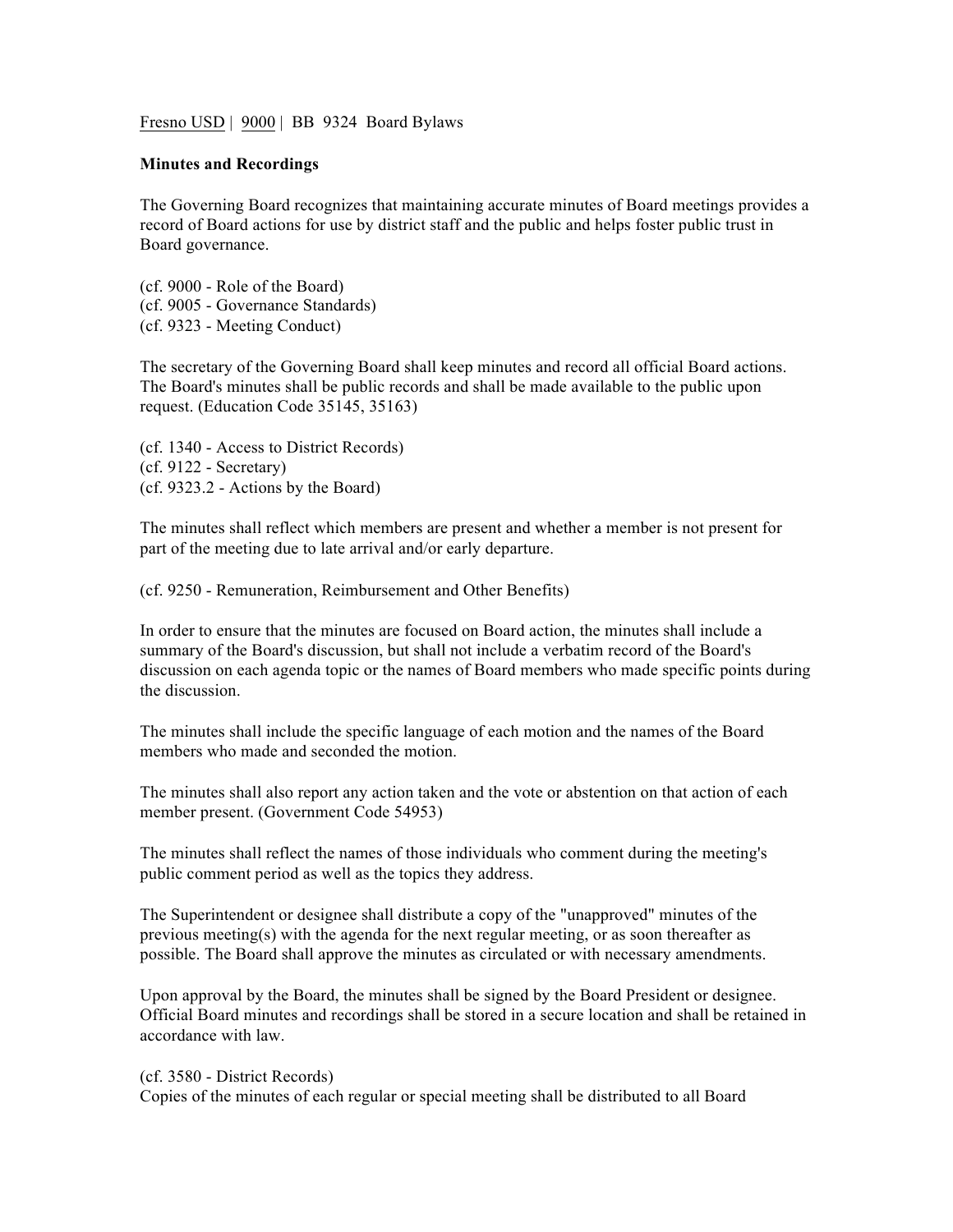Fresno USD | 9000 | BB 9324 Board Bylaws

**Minutes and Recordings**

The Governing Board recognizes that maintaining accurate minutes of Board meetings provides a record of Board actions for use by district staff and the public and helps foster public trust in Board governance.

(cf. 9000 - Role of the Board)
(cf. 9005 - Governance Standards)
(cf. 9323 - Meeting Conduct)

The secretary of the Governing Board shall keep minutes and record all official Board actions. The Board's minutes shall be public records and shall be made available to the public upon request. (Education Code 35145, 35163)

(cf. 1340 - Access to District Records)
(cf. 9122 - Secretary)
(cf. 9323.2 - Actions by the Board)

The minutes shall reflect which members are present and whether a member is not present for part of the meeting due to late arrival and/or early departure.

(cf. 9250 - Remuneration, Reimbursement and Other Benefits)

In order to ensure that the minutes are focused on Board action, the minutes shall include a summary of the Board's discussion, but shall not include a verbatim record of the Board's discussion on each agenda topic or the names of Board members who made specific points during the discussion.

The minutes shall include the specific language of each motion and the names of the Board members who made and seconded the motion.

The minutes shall also report any action taken and the vote or abstention on that action of each member present. (Government Code 54953)

The minutes shall reflect the names of those individuals who comment during the meeting's public comment period as well as the topics they address.

The Superintendent or designee shall distribute a copy of the "unapproved" minutes of the previous meeting(s) with the agenda for the next regular meeting, or as soon thereafter as possible. The Board shall approve the minutes as circulated or with necessary amendments.

Upon approval by the Board, the minutes shall be signed by the Board President or designee. Official Board minutes and recordings shall be stored in a secure location and shall be retained in accordance with law.

(cf. 3580 - District Records)
Copies of the minutes of each regular or special meeting shall be distributed to all Board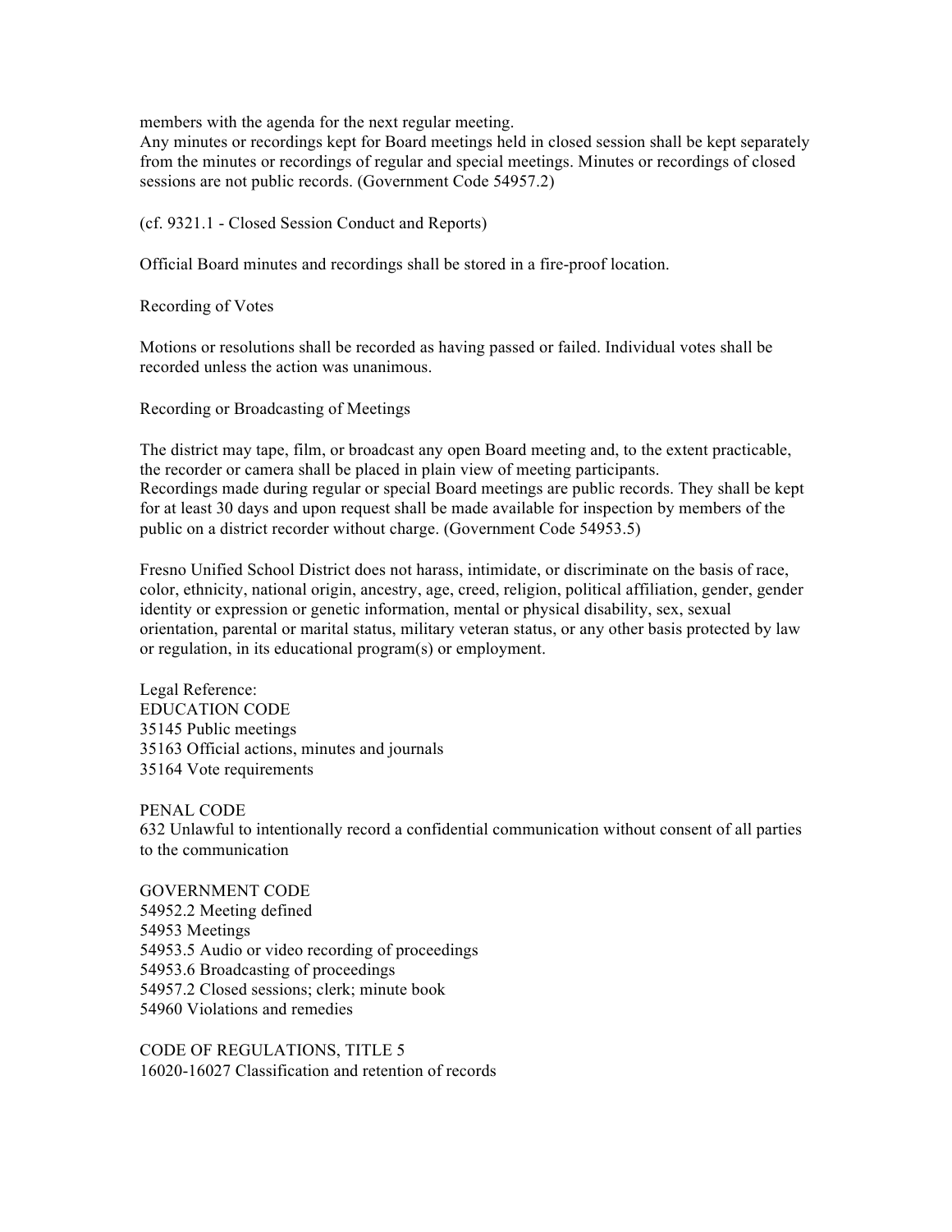members with the agenda for the next regular meeting.
Any minutes or recordings kept for Board meetings held in closed session shall be kept separately from the minutes or recordings of regular and special meetings. Minutes or recordings of closed sessions are not public records. (Government Code 54957.2)

(cf. 9321.1 - Closed Session Conduct and Reports)

Official Board minutes and recordings shall be stored in a fire-proof location.

Recording of Votes

Motions or resolutions shall be recorded as having passed or failed. Individual votes shall be recorded unless the action was unanimous.

Recording or Broadcasting of Meetings

The district may tape, film, or broadcast any open Board meeting and, to the extent practicable, the recorder or camera shall be placed in plain view of meeting participants.
Recordings made during regular or special Board meetings are public records. They shall be kept for at least 30 days and upon request shall be made available for inspection by members of the public on a district recorder without charge. (Government Code 54953.5)

Fresno Unified School District does not harass, intimidate, or discriminate on the basis of race, color, ethnicity, national origin, ancestry, age, creed, religion, political affiliation, gender, gender identity or expression or genetic information, mental or physical disability, sex, sexual orientation, parental or marital status, military veteran status, or any other basis protected by law or regulation, in its educational program(s) or employment.

Legal Reference:
EDUCATION CODE
35145 Public meetings
35163 Official actions, minutes and journals
35164 Vote requirements

PENAL CODE
632 Unlawful to intentionally record a confidential communication without consent of all parties to the communication

GOVERNMENT CODE
54952.2 Meeting defined
54953 Meetings
54953.5 Audio or video recording of proceedings
54953.6 Broadcasting of proceedings
54957.2 Closed sessions; clerk; minute book
54960 Violations and remedies

CODE OF REGULATIONS, TITLE 5
16020-16027 Classification and retention of records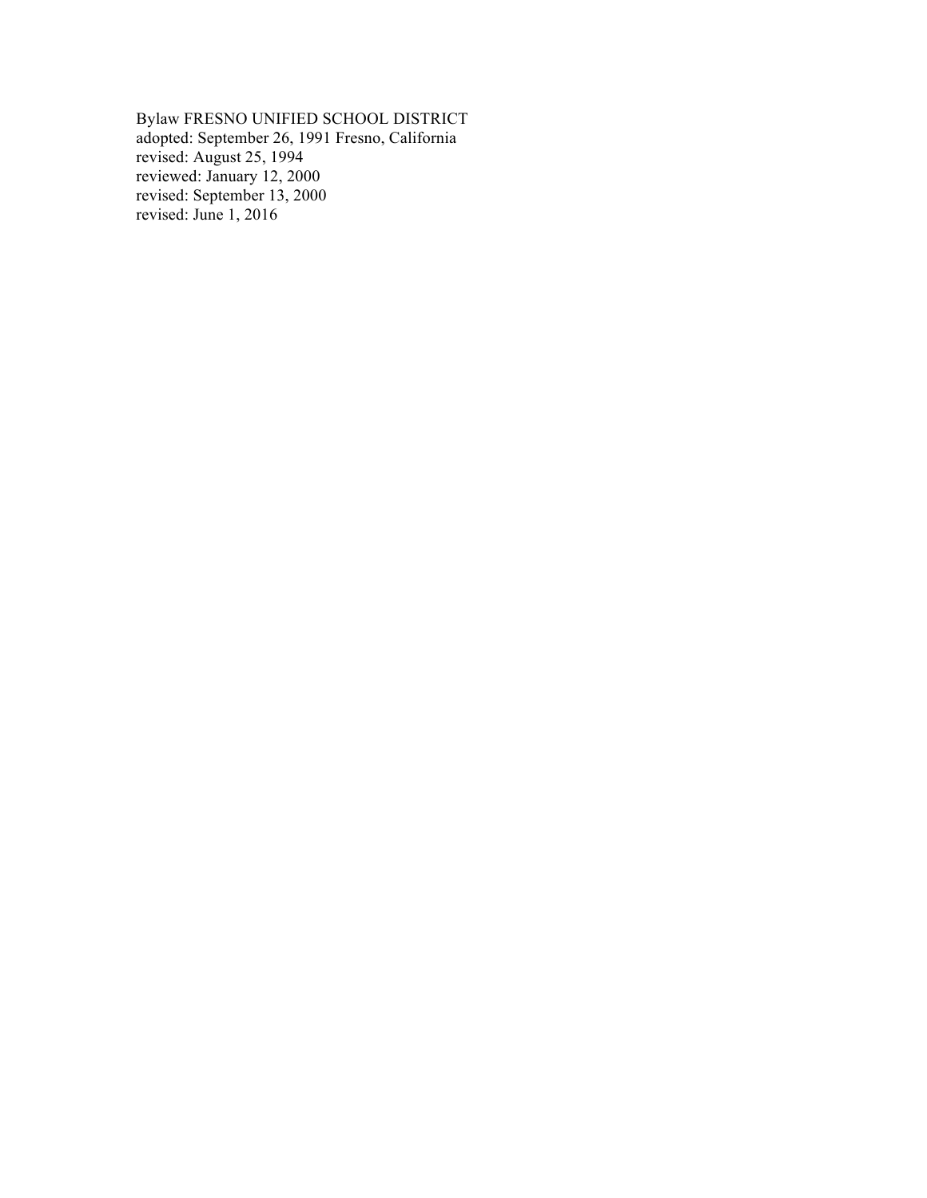Bylaw FRESNO UNIFIED SCHOOL DISTRICT
adopted: September 26, 1991 Fresno, California
revised: August 25, 1994
reviewed: January 12, 2000
revised: September 13, 2000
revised: June 1, 2016